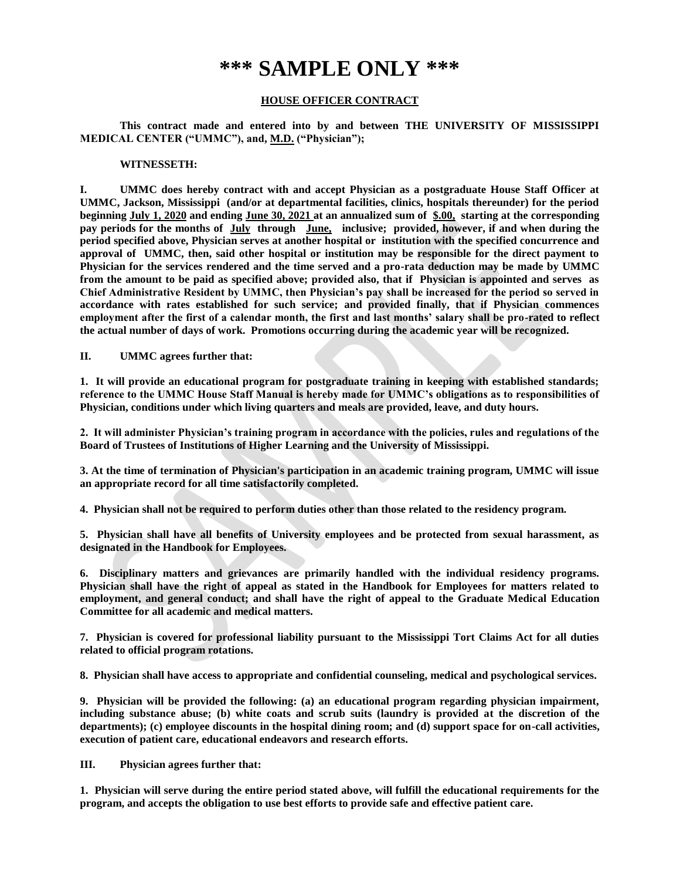# *** SAMPLE ONLY ***

**HOUSE OFFICER CONTRACT**

**This contract made and entered into by and between THE UNIVERSITY OF MISSISSIPPI MEDICAL CENTER ("UMMC"), and, M.D. ("Physician");**

**WITNESSETH:**

**I. UMMC does hereby contract with and accept Physician as a postgraduate House Staff Officer at UMMC, Jackson, Mississippi (and/or at departmental facilities, clinics, hospitals thereunder) for the period beginning July 1, 2020 and ending June 30, 2021 at an annualized sum of $.00, starting at the corresponding pay periods for the months of July through June, inclusive; provided, however, if and when during the period specified above, Physician serves at another hospital or institution with the specified concurrence and approval of UMMC, then, said other hospital or institution may be responsible for the direct payment to Physician for the services rendered and the time served and a pro-rata deduction may be made by UMMC from the amount to be paid as specified above; provided also, that if Physician is appointed and serves as Chief Administrative Resident by UMMC, then Physician's pay shall be increased for the period so served in accordance with rates established for such service; and provided finally, that if Physician commences employment after the first of a calendar month, the first and last months' salary shall be pro-rated to reflect the actual number of days of work. Promotions occurring during the academic year will be recognized.**

**II. UMMC agrees further that:**

**1. It will provide an educational program for postgraduate training in keeping with established standards; reference to the UMMC House Staff Manual is hereby made for UMMC's obligations as to responsibilities of Physician, conditions under which living quarters and meals are provided, leave, and duty hours.**

**2. It will administer Physician's training program in accordance with the policies, rules and regulations of the Board of Trustees of Institutions of Higher Learning and the University of Mississippi.**

**3. At the time of termination of Physician's participation in an academic training program, UMMC will issue an appropriate record for all time satisfactorily completed.**

**4. Physician shall not be required to perform duties other than those related to the residency program.**

**5. Physician shall have all benefits of University employees and be protected from sexual harassment, as designated in the Handbook for Employees.**

**6. Disciplinary matters and grievances are primarily handled with the individual residency programs. Physician shall have the right of appeal as stated in the Handbook for Employees for matters related to employment, and general conduct; and shall have the right of appeal to the Graduate Medical Education Committee for all academic and medical matters.**

**7. Physician is covered for professional liability pursuant to the Mississippi Tort Claims Act for all duties related to official program rotations.**

**8. Physician shall have access to appropriate and confidential counseling, medical and psychological services.**

**9. Physician will be provided the following: (a) an educational program regarding physician impairment, including substance abuse; (b) white coats and scrub suits (laundry is provided at the discretion of the departments); (c) employee discounts in the hospital dining room; and (d) support space for on-call activities, execution of patient care, educational endeavors and research efforts.**

**III. Physician agrees further that:**

**1. Physician will serve during the entire period stated above, will fulfill the educational requirements for the program, and accepts the obligation to use best efforts to provide safe and effective patient care.**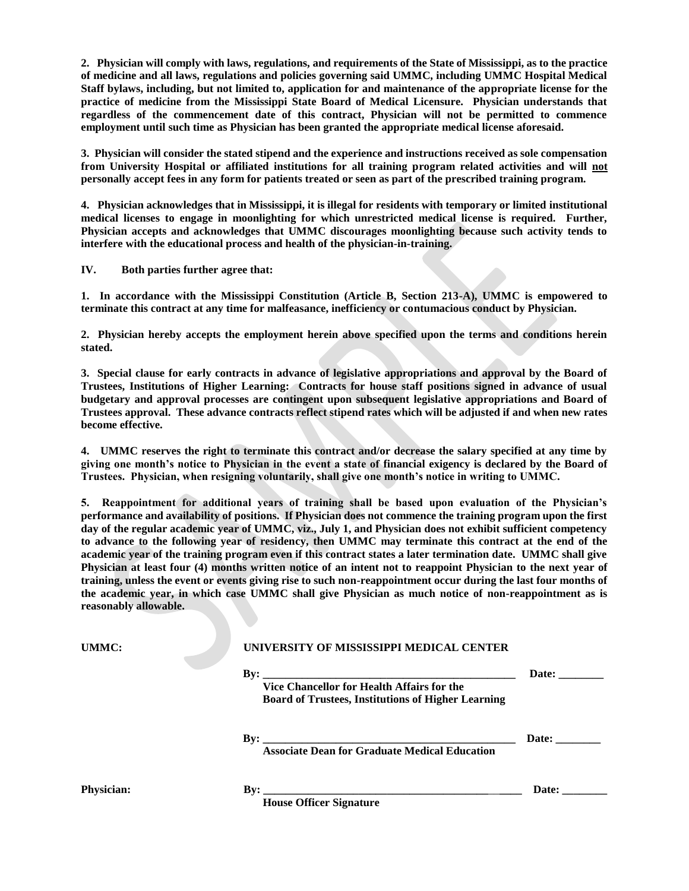**2. Physician will comply with laws, regulations, and requirements of the State of Mississippi, as to the practice of medicine and all laws, regulations and policies governing said UMMC, including UMMC Hospital Medical Staff bylaws, including, but not limited to, application for and maintenance of the appropriate license for the practice of medicine from the Mississippi State Board of Medical Licensure. Physician understands that regardless of the commencement date of this contract, Physician will not be permitted to commence employment until such time as Physician has been granted the appropriate medical license aforesaid.**

**3. Physician will consider the stated stipend and the experience and instructions received as sole compensation from University Hospital or affiliated institutions for all training program related activities and will <u>not</u> personally accept fees in any form for patients treated or seen as part of the prescribed training program.**

**4. Physician acknowledges that in Mississippi, it is illegal for residents with temporary or limited institutional medical licenses to engage in moonlighting for which unrestricted medical license is required. Further, Physician accepts and acknowledges that UMMC discourages moonlighting because such activity tends to interfere with the educational process and health of the physician-in-training.**

**IV. Both parties further agree that:**

**1. In accordance with the Mississippi Constitution (Article B, Section 213-A), UMMC is empowered to terminate this contract at any time for malfeasance, inefficiency or contumacious conduct by Physician.**

**2. Physician hereby accepts the employment herein above specified upon the terms and conditions herein stated.**

**3. Special clause for early contracts in advance of legislative appropriations and approval by the Board of Trustees, Institutions of Higher Learning: Contracts for house staff positions signed in advance of usual budgetary and approval processes are contingent upon subsequent legislative appropriations and Board of Trustees approval. These advance contracts reflect stipend rates which will be adjusted if and when new rates become effective.**

**4. UMMC reserves the right to terminate this contract and/or decrease the salary specified at any time by giving one month's notice to Physician in the event a state of financial exigency is declared by the Board of Trustees. Physician, when resigning voluntarily, shall give one month's notice in writing to UMMC.**

**5. Reappointment for additional years of training shall be based upon evaluation of the Physician's performance and availability of positions. If Physician does not commence the training program upon the first day of the regular academic year of UMMC, viz., July 1, and Physician does not exhibit sufficient competency to advance to the following year of residency, then UMMC may terminate this contract at the end of the academic year of the training program even if this contract states a later termination date. UMMC shall give Physician at least four (4) months written notice of an intent not to reappoint Physician to the next year of training, unless the event or events giving rise to such non-reappointment occur during the last four months of the academic year, in which case UMMC shall give Physician as much notice of non-reappointment as is reasonably allowable.**

**UMMC:** **UNIVERSITY OF MISSISSIPPI MEDICAL CENTER**

**By: _______________________________________________ Date: ________**
**Vice Chancellor for Health Affairs for the**
**Board of Trustees, Institutions of Higher Learning**

**By: _______________________________________________ Date: ________**
**Associate Dean for Graduate Medical Education**

**Physician:** **By: _______________________________________________ Date: ________**
**House Officer Signature**